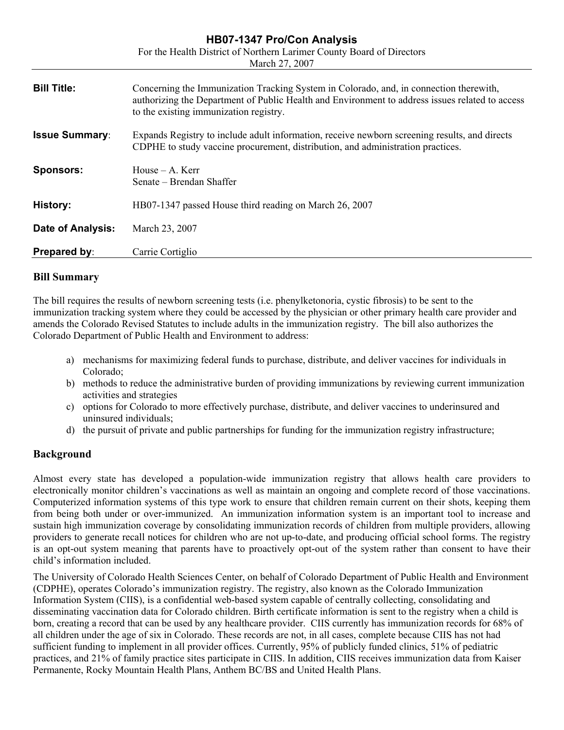# HB07-1347 Pro/Con Analysis

For the Health District of Northern Larimer County Board of Directors
March 27, 2007

| | |
|---|---|
| **Bill Title:** | Concerning the Immunization Tracking System in Colorado, and, in connection therewith, authorizing the Department of Public Health and Environment to address issues related to access to the existing immunization registry. |
| **Issue Summary**: | Expands Registry to include adult information, receive newborn screening results, and directs CDPHE to study vaccine procurement, distribution, and administration practices. |
| **Sponsors:** | House – A. Kerr<br>Senate – Brendan Shaffer |
| **History:** | HB07-1347 passed House third reading on March 26, 2007 |
| **Date of Analysis:** | March 23, 2007 |
| **Prepared by**: | Carrie Cortiglio |

## Bill Summary

The bill requires the results of newborn screening tests (i.e. phenylketonoria, cystic fibrosis) to be sent to the immunization tracking system where they could be accessed by the physician or other primary health care provider and amends the Colorado Revised Statutes to include adults in the immunization registry. The bill also authorizes the Colorado Department of Public Health and Environment to address:

a) mechanisms for maximizing federal funds to purchase, distribute, and deliver vaccines for individuals in Colorado;
b) methods to reduce the administrative burden of providing immunizations by reviewing current immunization activities and strategies
c) options for Colorado to more effectively purchase, distribute, and deliver vaccines to underinsured and uninsured individuals;
d) the pursuit of private and public partnerships for funding for the immunization registry infrastructure;

## Background

Almost every state has developed a population-wide immunization registry that allows health care providers to electronically monitor children's vaccinations as well as maintain an ongoing and complete record of those vaccinations. Computerized information systems of this type work to ensure that children remain current on their shots, keeping them from being both under or over-immunized. An immunization information system is an important tool to increase and sustain high immunization coverage by consolidating immunization records of children from multiple providers, allowing providers to generate recall notices for children who are not up-to-date, and producing official school forms. The registry is an opt-out system meaning that parents have to proactively opt-out of the system rather than consent to have their child's information included.

The University of Colorado Health Sciences Center, on behalf of Colorado Department of Public Health and Environment (CDPHE), operates Colorado's immunization registry. The registry, also known as the Colorado Immunization Information System (CIIS), is a confidential web-based system capable of centrally collecting, consolidating and disseminating vaccination data for Colorado children. Birth certificate information is sent to the registry when a child is born, creating a record that can be used by any healthcare provider. CIIS currently has immunization records for 68% of all children under the age of six in Colorado. These records are not, in all cases, complete because CIIS has not had sufficient funding to implement in all provider offices. Currently, 95% of publicly funded clinics, 51% of pediatric practices, and 21% of family practice sites participate in CIIS. In addition, CIIS receives immunization data from Kaiser Permanente, Rocky Mountain Health Plans, Anthem BC/BS and United Health Plans.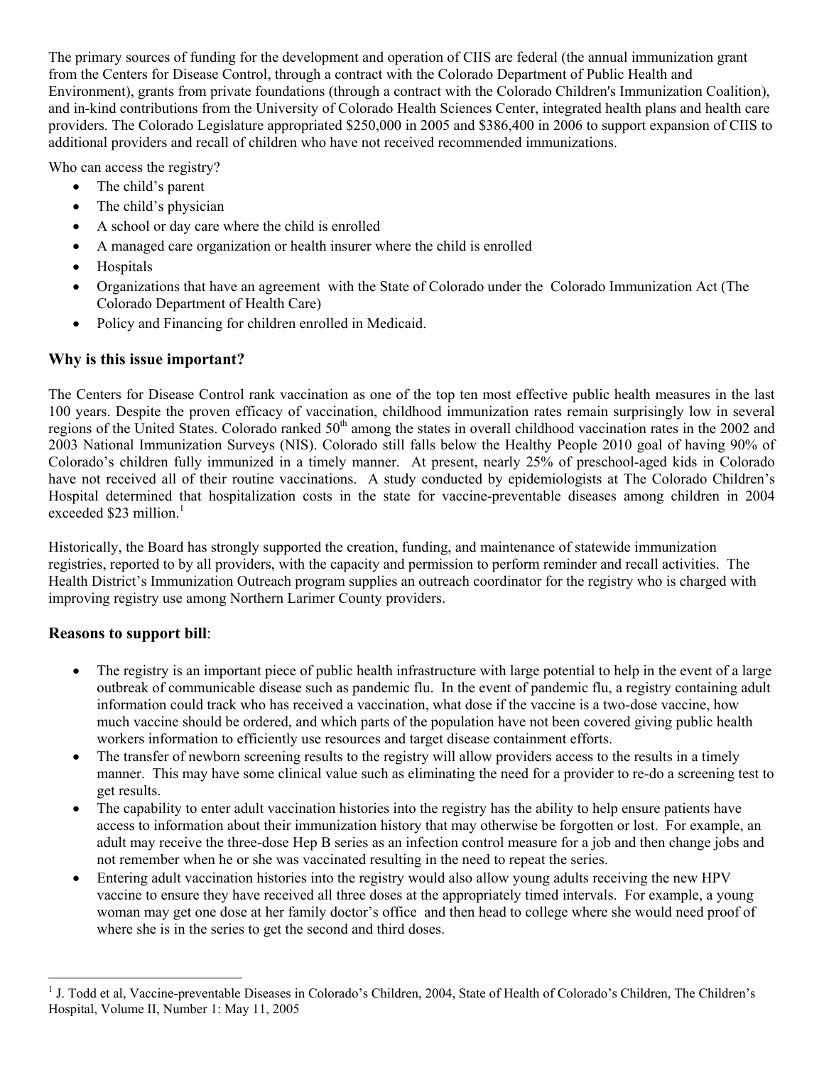The primary sources of funding for the development and operation of CIIS are federal (the annual immunization grant from the Centers for Disease Control, through a contract with the Colorado Department of Public Health and Environment), grants from private foundations (through a contract with the Colorado Children's Immunization Coalition), and in-kind contributions from the University of Colorado Health Sciences Center, integrated health plans and health care providers. The Colorado Legislature appropriated $250,000 in 2005 and $386,400 in 2006 to support expansion of CIIS to additional providers and recall of children who have not received recommended immunizations.

Who can access the registry?

- The child's parent
- The child's physician
- A school or day care where the child is enrolled
- A managed care organization or health insurer where the child is enrolled
- Hospitals
- Organizations that have an agreement with the State of Colorado under the Colorado Immunization Act (The Colorado Department of Health Care)
- Policy and Financing for children enrolled in Medicaid.

## Why is this issue important?

The Centers for Disease Control rank vaccination as one of the top ten most effective public health measures in the last 100 years. Despite the proven efficacy of vaccination, childhood immunization rates remain surprisingly low in several regions of the United States. Colorado ranked 50th among the states in overall childhood vaccination rates in the 2002 and 2003 National Immunization Surveys (NIS). Colorado still falls below the Healthy People 2010 goal of having 90% of Colorado's children fully immunized in a timely manner. At present, nearly 25% of preschool-aged kids in Colorado have not received all of their routine vaccinations. A study conducted by epidemiologists at The Colorado Children's Hospital determined that hospitalization costs in the state for vaccine-preventable diseases among children in 2004 exceeded $23 million.[1]

Historically, the Board has strongly supported the creation, funding, and maintenance of statewide immunization registries, reported to by all providers, with the capacity and permission to perform reminder and recall activities. The Health District's Immunization Outreach program supplies an outreach coordinator for the registry who is charged with improving registry use among Northern Larimer County providers.

## Reasons to support bill:

- The registry is an important piece of public health infrastructure with large potential to help in the event of a large outbreak of communicable disease such as pandemic flu. In the event of pandemic flu, a registry containing adult information could track who has received a vaccination, what dose if the vaccine is a two-dose vaccine, how much vaccine should be ordered, and which parts of the population have not been covered giving public health workers information to efficiently use resources and target disease containment efforts.
- The transfer of newborn screening results to the registry will allow providers access to the results in a timely manner. This may have some clinical value such as eliminating the need for a provider to re-do a screening test to get results.
- The capability to enter adult vaccination histories into the registry has the ability to help ensure patients have access to information about their immunization history that may otherwise be forgotten or lost. For example, an adult may receive the three-dose Hep B series as an infection control measure for a job and then change jobs and not remember when he or she was vaccinated resulting in the need to repeat the series.
- Entering adult vaccination histories into the registry would also allow young adults receiving the new HPV vaccine to ensure they have received all three doses at the appropriately timed intervals. For example, a young woman may get one dose at her family doctor's office and then head to college where she would need proof of where she is in the series to get the second and third doses.

---

[1] J. Todd et al, Vaccine-preventable Diseases in Colorado's Children, 2004, State of Health of Colorado's Children, The Children's Hospital, Volume II, Number 1: May 11, 2005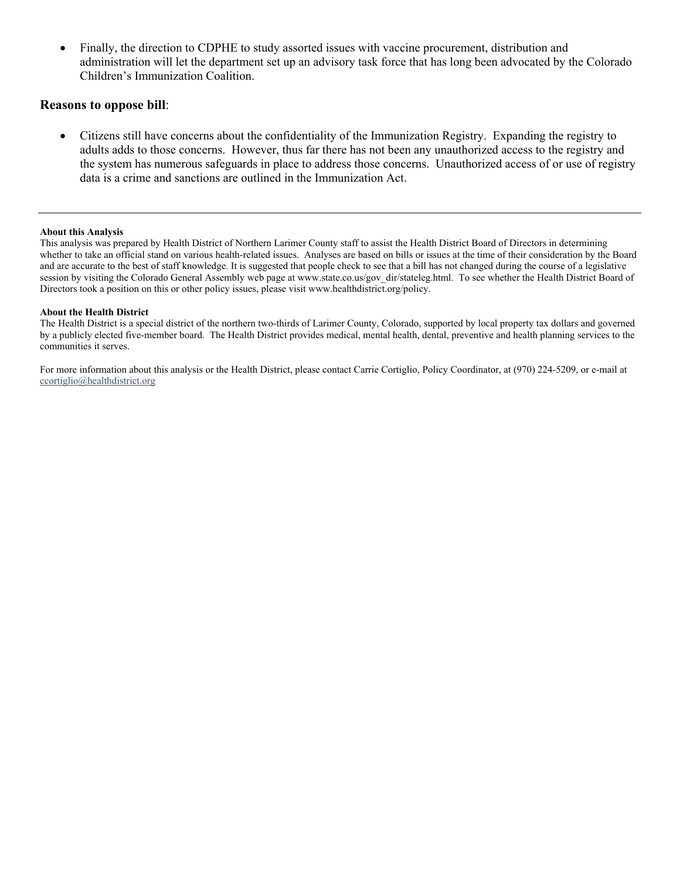- Finally, the direction to CDPHE to study assorted issues with vaccine procurement, distribution and administration will let the department set up an advisory task force that has long been advocated by the Colorado Children's Immunization Coalition.

## Reasons to oppose bill:

- Citizens still have concerns about the confidentiality of the Immunization Registry. Expanding the registry to adults adds to those concerns. However, thus far there has not been any unauthorized access to the registry and the system has numerous safeguards in place to address those concerns. Unauthorized access of or use of registry data is a crime and sanctions are outlined in the Immunization Act.

---

**About this Analysis**

This analysis was prepared by Health District of Northern Larimer County staff to assist the Health District Board of Directors in determining whether to take an official stand on various health-related issues. Analyses are based on bills or issues at the time of their consideration by the Board and are accurate to the best of staff knowledge. It is suggested that people check to see that a bill has not changed during the course of a legislative session by visiting the Colorado General Assembly web page at www.state.co.us/gov_dir/stateleg.html. To see whether the Health District Board of Directors took a position on this or other policy issues, please visit www.healthdistrict.org/policy.

**About the Health District**

The Health District is a special district of the northern two-thirds of Larimer County, Colorado, supported by local property tax dollars and governed by a publicly elected five-member board. The Health District provides medical, mental health, dental, preventive and health planning services to the communities it serves.

For more information about this analysis or the Health District, please contact Carrie Cortiglio, Policy Coordinator, at (970) 224-5209, or e-mail at ccortiglio@healthdistrict.org